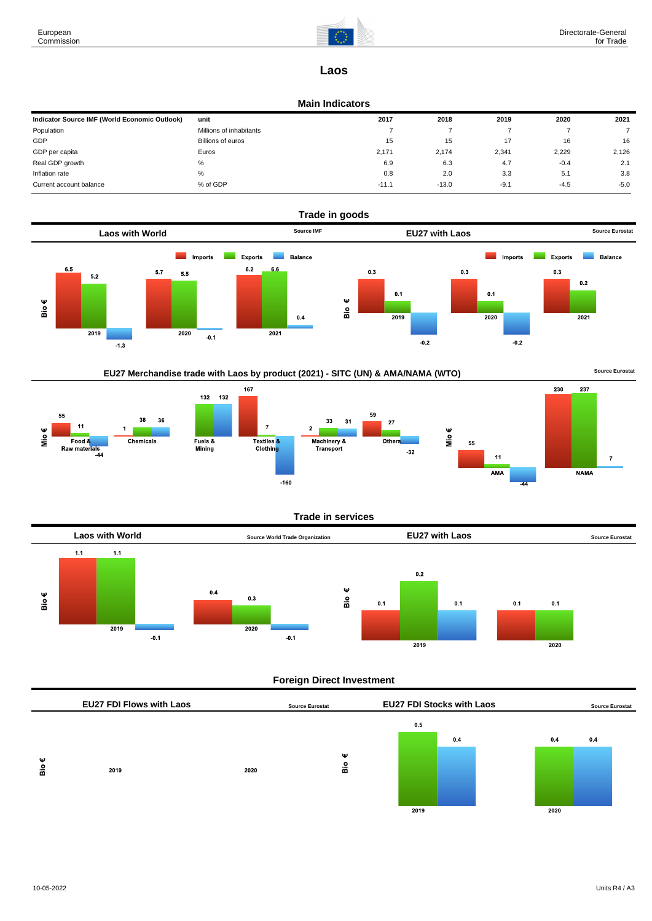# Laos

## Main Indicators

| Indicator Source IMF (World Economic Outlook) | unit | 2017 | 2018 | 2019 | 2020 | 2021 |
|---|---|---|---|---|---|---|
| Population | Millions of inhabitants | 7 | 7 | 7 | 7 | 7 |
| GDP | Billions of euros | 15 | 15 | 17 | 16 | 16 |
| GDP per capita | Euros | 2,171 | 2,174 | 2,341 | 2,229 | 2,126 |
| Real GDP growth | % | 6.9 | 6.3 | 4.7 | -0.4 | 2.1 |
| Inflation rate | % | 0.8 | 2.0 | 3.3 | 5.1 | 3.8 |
| Current account balance | % of GDP | -11.1 | -13.0 | -9.1 | -4.5 | -5.0 |

## Trade in goods

### Laos with World

Source IMF

Bio €

| | Imports | Exports | Balance |
|---|---|---|---|
| 2019 | 6.5 | 5.2 | -1.3 |
| 2020 | 5.7 | 5.5 | -0.1 |
| 2021 | 6.2 | 6.6 | 0.4 |

### EU27 with Laos

Source Eurostat

Bio €

| | Imports | Exports | Balance |
|---|---|---|---|
| 2019 | 0.3 | 0.1 | -0.2 |
| 2020 | 0.3 | 0.1 | -0.2 |
| 2021 | 0.3 | 0.2 | |

### EU27 Merchandise trade with Laos by product (2021) - SITC (UN) & AMA/NAMA (WTO)

Source Eurostat

Mio €

| | Imports | Exports | Balance |
|---|---|---|---|
| Food & Raw materials | 55 | 11 | -44 |
| Chemicals | 1 | 38 | 36 |
| Fuels & Mining | | 132 | 132 |
| Textiles & Clothing | 167 | 7 | -160 |
| Machinery & Transport | 2 | 33 | 31 |
| Others | 59 | 27 | -32 |

Mio €

| | Imports | Exports | Balance |
|---|---|---|---|
| AMA | 55 | 11 | -44 |
| NAMA | 230 | 237 | 7 |

## Trade in services

### Laos with World

Source World Trade Organization

Bio €

| | Imports | Exports | Balance |
|---|---|---|---|
| 2019 | 1.1 | 1.1 | -0.1 |
| 2020 | 0.4 | 0.3 | -0.1 |

### EU27 with Laos

Source Eurostat

Bio €

| | Imports | Exports | Balance |
|---|---|---|---|
| 2019 | 0.1 | 0.2 | 0.1 |
| 2020 | 0.1 | 0.1 | |

## Foreign Direct Investment

### EU27 FDI Flows with Laos

Source Eurostat

Bio €

2019 2020

### EU27 FDI Stocks with Laos

Source Eurostat

Bio €

| | Outward | Inward |
|---|---|---|
| 2019 | 0.5 | 0.4 |
| 2020 | 0.4 | 0.4 |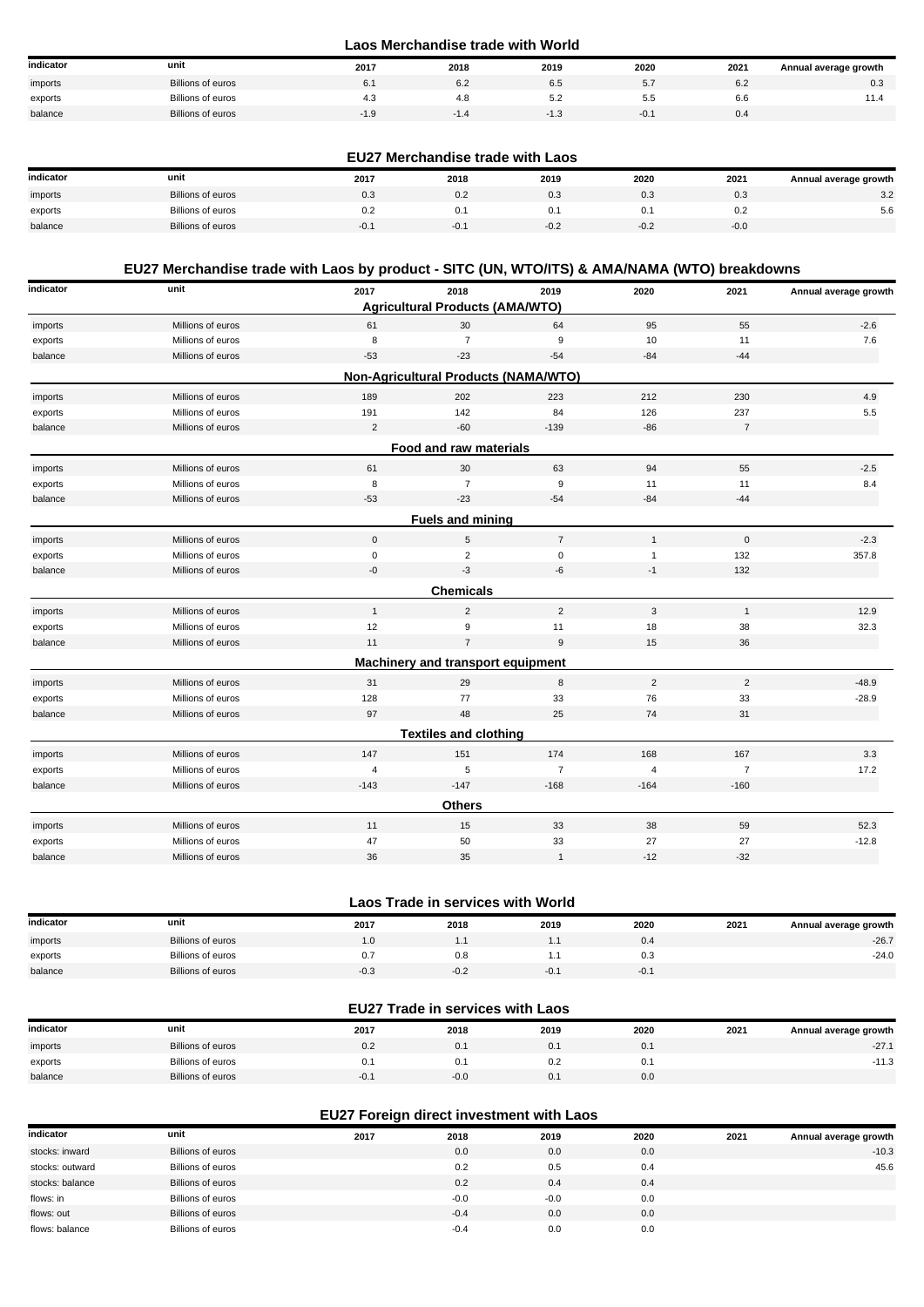## Laos Merchandise trade with World

| indicator | unit | 2017 | 2018 | 2019 | 2020 | 2021 | Annual average growth |
|---|---|---|---|---|---|---|---|
| imports | Billions of euros | 6.1 | 6.2 | 6.5 | 5.7 | 6.2 | 0.3 |
| exports | Billions of euros | 4.3 | 4.8 | 5.2 | 5.5 | 6.6 | 11.4 |
| balance | Billions of euros | -1.9 | -1.4 | -1.3 | -0.1 | 0.4 | |

## EU27 Merchandise trade with Laos

| indicator | unit | 2017 | 2018 | 2019 | 2020 | 2021 | Annual average growth |
|---|---|---|---|---|---|---|---|
| imports | Billions of euros | 0.3 | 0.2 | 0.3 | 0.3 | 0.3 | 3.2 |
| exports | Billions of euros | 0.2 | 0.1 | 0.1 | 0.1 | 0.2 | 5.6 |
| balance | Billions of euros | -0.1 | -0.1 | -0.2 | -0.2 | -0.0 | |

## EU27 Merchandise trade with Laos by product - SITC (UN, WTO/ITS) & AMA/NAMA (WTO) breakdowns

| indicator | unit | 2017 | 2018 | 2019 | 2020 | 2021 | Annual average growth |
|---|---|---|---|---|---|---|---|
| | | | **Agricultural Products (AMA/WTO)** | | | | |
| imports | Millions of euros | 61 | 30 | 64 | 95 | 55 | -2.6 |
| exports | Millions of euros | 8 | 7 | 9 | 10 | 11 | 7.6 |
| balance | Millions of euros | -53 | -23 | -54 | -84 | -44 | |
| | | | **Non-Agricultural Products (NAMA/WTO)** | | | | |
| imports | Millions of euros | 189 | 202 | 223 | 212 | 230 | 4.9 |
| exports | Millions of euros | 191 | 142 | 84 | 126 | 237 | 5.5 |
| balance | Millions of euros | 2 | -60 | -139 | -86 | 7 | |
| | | | **Food and raw materials** | | | | |
| imports | Millions of euros | 61 | 30 | 63 | 94 | 55 | -2.5 |
| exports | Millions of euros | 8 | 7 | 9 | 11 | 11 | 8.4 |
| balance | Millions of euros | -53 | -23 | -54 | -84 | -44 | |
| | | | **Fuels and mining** | | | | |
| imports | Millions of euros | 0 | 5 | 7 | 1 | 0 | -2.3 |
| exports | Millions of euros | 0 | 2 | 0 | 1 | 132 | 357.8 |
| balance | Millions of euros | -0 | -3 | -6 | -1 | 132 | |
| | | | **Chemicals** | | | | |
| imports | Millions of euros | 1 | 2 | 2 | 3 | 1 | 12.9 |
| exports | Millions of euros | 12 | 9 | 11 | 18 | 38 | 32.3 |
| balance | Millions of euros | 11 | 7 | 9 | 15 | 36 | |
| | | | **Machinery and transport equipment** | | | | |
| imports | Millions of euros | 31 | 29 | 8 | 2 | 2 | -48.9 |
| exports | Millions of euros | 128 | 77 | 33 | 76 | 33 | -28.9 |
| balance | Millions of euros | 97 | 48 | 25 | 74 | 31 | |
| | | | **Textiles and clothing** | | | | |
| imports | Millions of euros | 147 | 151 | 174 | 168 | 167 | 3.3 |
| exports | Millions of euros | 4 | 5 | 7 | 4 | 7 | 17.2 |
| balance | Millions of euros | -143 | -147 | -168 | -164 | -160 | |
| | | | **Others** | | | | |
| imports | Millions of euros | 11 | 15 | 33 | 38 | 59 | 52.3 |
| exports | Millions of euros | 47 | 50 | 33 | 27 | 27 | -12.8 |
| balance | Millions of euros | 36 | 35 | 1 | -12 | -32 | |

## Laos Trade in services with World

| indicator | unit | 2017 | 2018 | 2019 | 2020 | 2021 | Annual average growth |
|---|---|---|---|---|---|---|---|
| imports | Billions of euros | 1.0 | 1.1 | 1.1 | 0.4 | | -26.7 |
| exports | Billions of euros | 0.7 | 0.8 | 1.1 | 0.3 | | -24.0 |
| balance | Billions of euros | -0.3 | -0.2 | -0.1 | -0.1 | | |

## EU27 Trade in services with Laos

| indicator | unit | 2017 | 2018 | 2019 | 2020 | 2021 | Annual average growth |
|---|---|---|---|---|---|---|---|
| imports | Billions of euros | 0.2 | 0.1 | 0.1 | 0.1 | | -27.1 |
| exports | Billions of euros | 0.1 | 0.1 | 0.2 | 0.1 | | -11.3 |
| balance | Billions of euros | -0.1 | -0.0 | 0.1 | 0.0 | | |

## EU27 Foreign direct investment with Laos

| indicator | unit | 2017 | 2018 | 2019 | 2020 | 2021 | Annual average growth |
|---|---|---|---|---|---|---|---|
| stocks: inward | Billions of euros | | 0.0 | 0.0 | 0.0 | | -10.3 |
| stocks: outward | Billions of euros | | 0.2 | 0.5 | 0.4 | | 45.6 |
| stocks: balance | Billions of euros | | 0.2 | 0.4 | 0.4 | | |
| flows: in | Billions of euros | | -0.0 | -0.0 | 0.0 | | |
| flows: out | Billions of euros | | -0.4 | 0.0 | 0.0 | | |
| flows: balance | Billions of euros | | -0.4 | 0.0 | 0.0 | | |